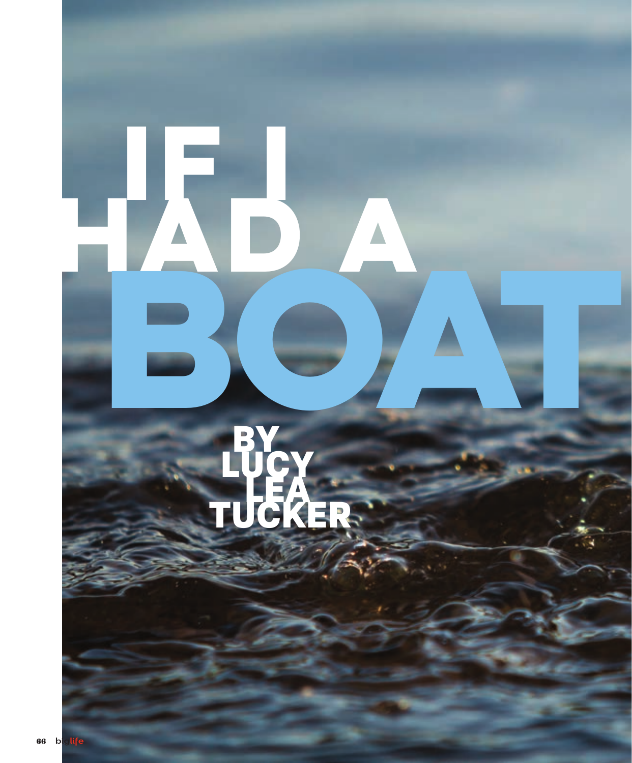# IF I HAD A BOAT

BY LUCY LEA TUCKER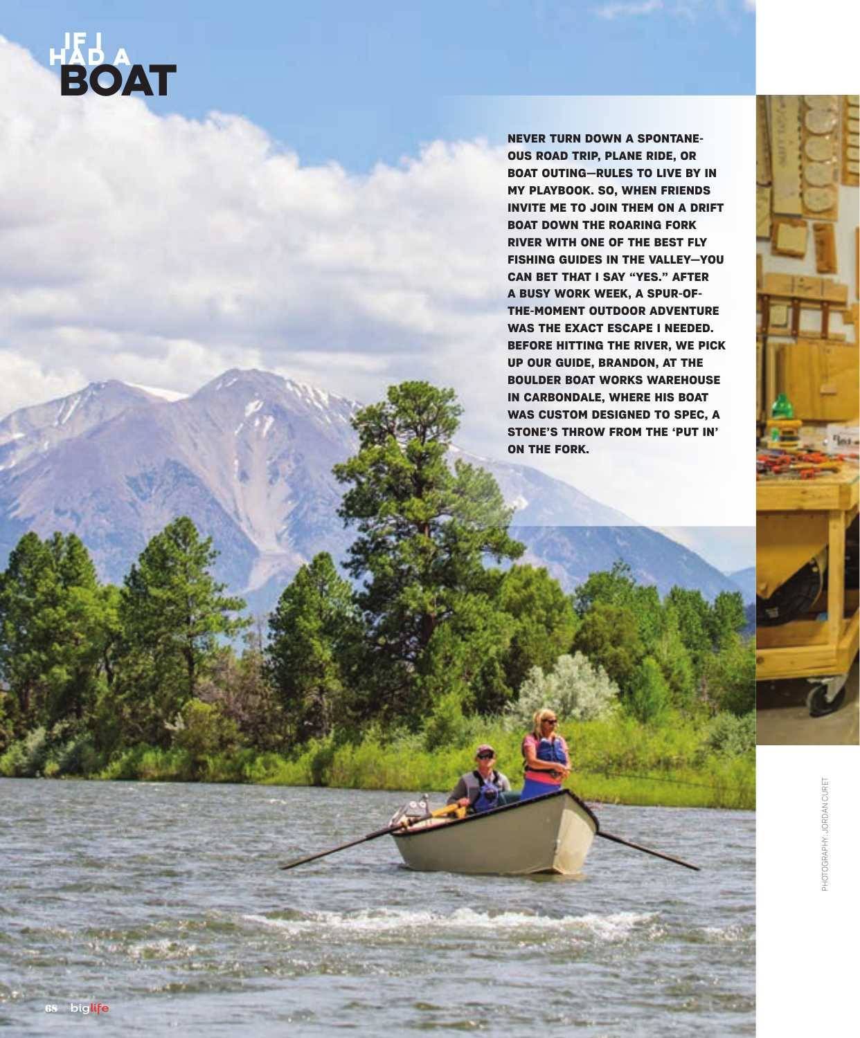# IF I HAD A BOAT

**NEVER TURN DOWN A SPONTANEOUS ROAD TRIP, PLANE RIDE, OR BOAT OUTING—RULES TO LIVE BY IN MY PLAYBOOK. SO, WHEN FRIENDS INVITE ME TO JOIN THEM ON A DRIFT BOAT DOWN THE ROARING FORK RIVER WITH ONE OF THE BEST FLY FISHING GUIDES IN THE VALLEY—YOU CAN BET THAT I SAY "YES." AFTER A BUSY WORK WEEK, A SPUR-OF-THE-MOMENT OUTDOOR ADVENTURE WAS THE EXACT ESCAPE I NEEDED. BEFORE HITTING THE RIVER, WE PICK UP OUR GUIDE, BRANDON, AT THE BOULDER BOAT WORKS WAREHOUSE IN CARBONDALE, WHERE HIS BOAT WAS CUSTOM DESIGNED TO SPEC, A STONE'S THROW FROM THE 'PUT IN' ON THE FORK.**

PHOTOGRAPHY: JORDAN CURET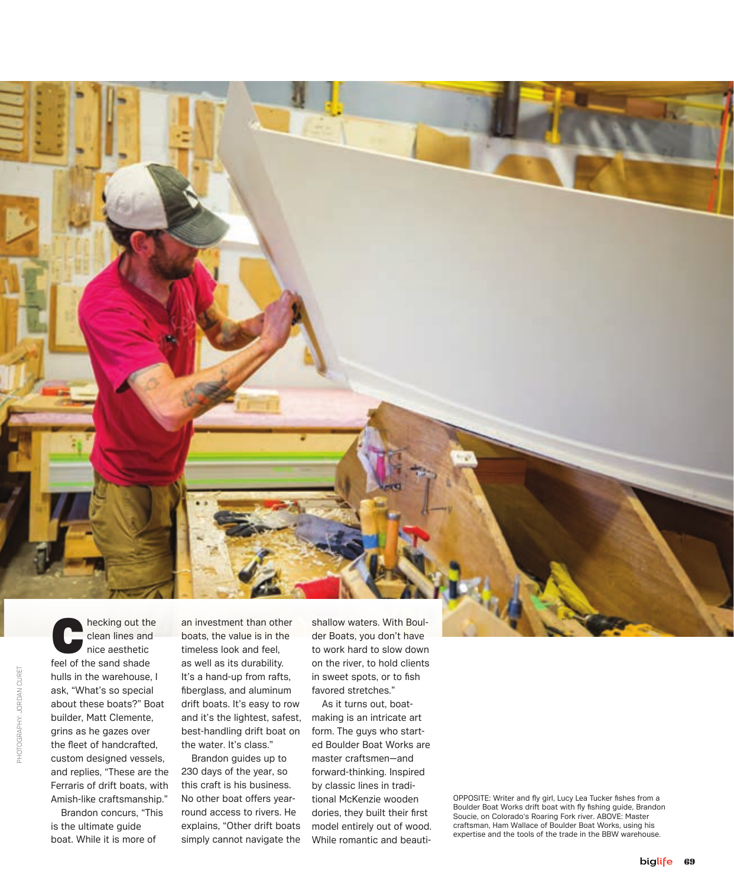Checking out the clean lines and nice aesthetic feel of the sand shade hulls in the warehouse, I ask, "What's so special about these boats?" Boat builder, Matt Clemente, grins as he gazes over the fleet of handcrafted, custom designed vessels, and replies, "These are the Ferraris of drift boats, with Amish-like craftsmanship."

Brandon concurs, "This is the ultimate guide boat. While it is more of an investment than other boats, the value is in the timeless look and feel, as well as its durability. It's a hand-up from rafts, fiberglass, and aluminum drift boats. It's easy to row and it's the lightest, safest, best-handling drift boat on the water. It's class."

Brandon guides up to 230 days of the year, so this craft is his business. No other boat offers year-round access to rivers. He explains, "Other drift boats simply cannot navigate the shallow waters. With Boulder Boats, you don't have to work hard to slow down on the river, to hold clients in sweet spots, or to fish favored stretches."

As it turns out, boat-making is an intricate art form. The guys who started Boulder Boat Works are master craftsmen—and forward-thinking. Inspired by classic lines in traditional McKenzie wooden dories, they built their first model entirely out of wood. While romantic and beauti-

OPPOSITE: Writer and fly girl, Lucy Lea Tucker fishes from a Boulder Boat Works drift boat with fly fishing guide, Brandon Soucie, on Colorado's Roaring Fork river. ABOVE: Master craftsman, Ham Wallace of Boulder Boat Works, using his expertise and the tools of the trade in the BBW warehouse.

PHOTOGRAPHY: JORDAN CURET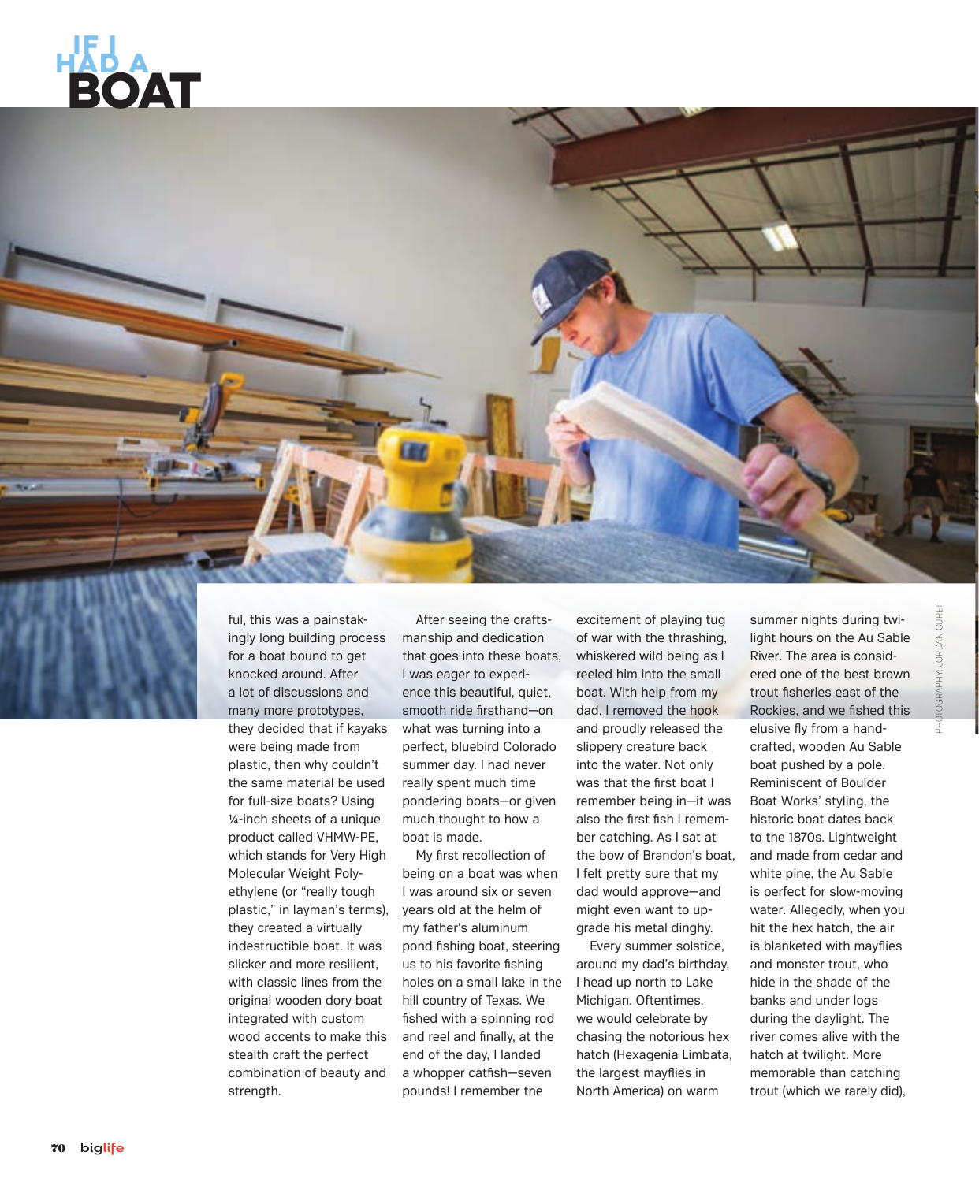# IF I HAD A BOAT

ful, this was a painstakingly long building process for a boat bound to get knocked around. After a lot of discussions and many more prototypes, they decided that if kayaks were being made from plastic, then why couldn't the same material be used for full-size boats? Using ¼-inch sheets of a unique product called VHMW-PE, which stands for Very High Molecular Weight Polyethylene (or "really tough plastic," in layman's terms), they created a virtually indestructible boat. It was slicker and more resilient, with classic lines from the original wooden dory boat integrated with custom wood accents to make this stealth craft the perfect combination of beauty and strength.

After seeing the craftsmanship and dedication that goes into these boats, I was eager to experience this beautiful, quiet, smooth ride firsthand—on what was turning into a perfect, bluebird Colorado summer day. I had never really spent much time pondering boats—or given much thought to how a boat is made.

My first recollection of being on a boat was when I was around six or seven years old at the helm of my father's aluminum pond fishing boat, steering us to his favorite fishing holes on a small lake in the hill country of Texas. We fished with a spinning rod and reel and finally, at the end of the day, I landed a whopper catfish—seven pounds! I remember the excitement of playing tug of war with the thrashing, whiskered wild being as I reeled him into the small boat. With help from my dad, I removed the hook and proudly released the slippery creature back into the water. Not only was that the first boat I remember being in—it was also the first fish I remember catching. As I sat at the bow of Brandon's boat, I felt pretty sure that my dad would approve—and might even want to upgrade his metal dinghy.

Every summer solstice, around my dad's birthday, I head up north to Lake Michigan. Oftentimes, we would celebrate by chasing the notorious hex hatch (Hexagenia Limbata, the largest mayflies in North America) on warm summer nights during twilight hours on the Au Sable River. The area is considered one of the best brown trout fisheries east of the Rockies, and we fished this elusive fly from a handcrafted, wooden Au Sable boat pushed by a pole. Reminiscent of Boulder Boat Works' styling, the historic boat dates back to the 1870s. Lightweight and made from cedar and white pine, the Au Sable is perfect for slow-moving water. Allegedly, when you hit the hex hatch, the air is blanketed with mayflies and monster trout, who hide in the shade of the banks and under logs during the daylight. The river comes alive with the hatch at twilight. More memorable than catching trout (which we rarely did),

PHOTOGRAPHY: JORDAN CURET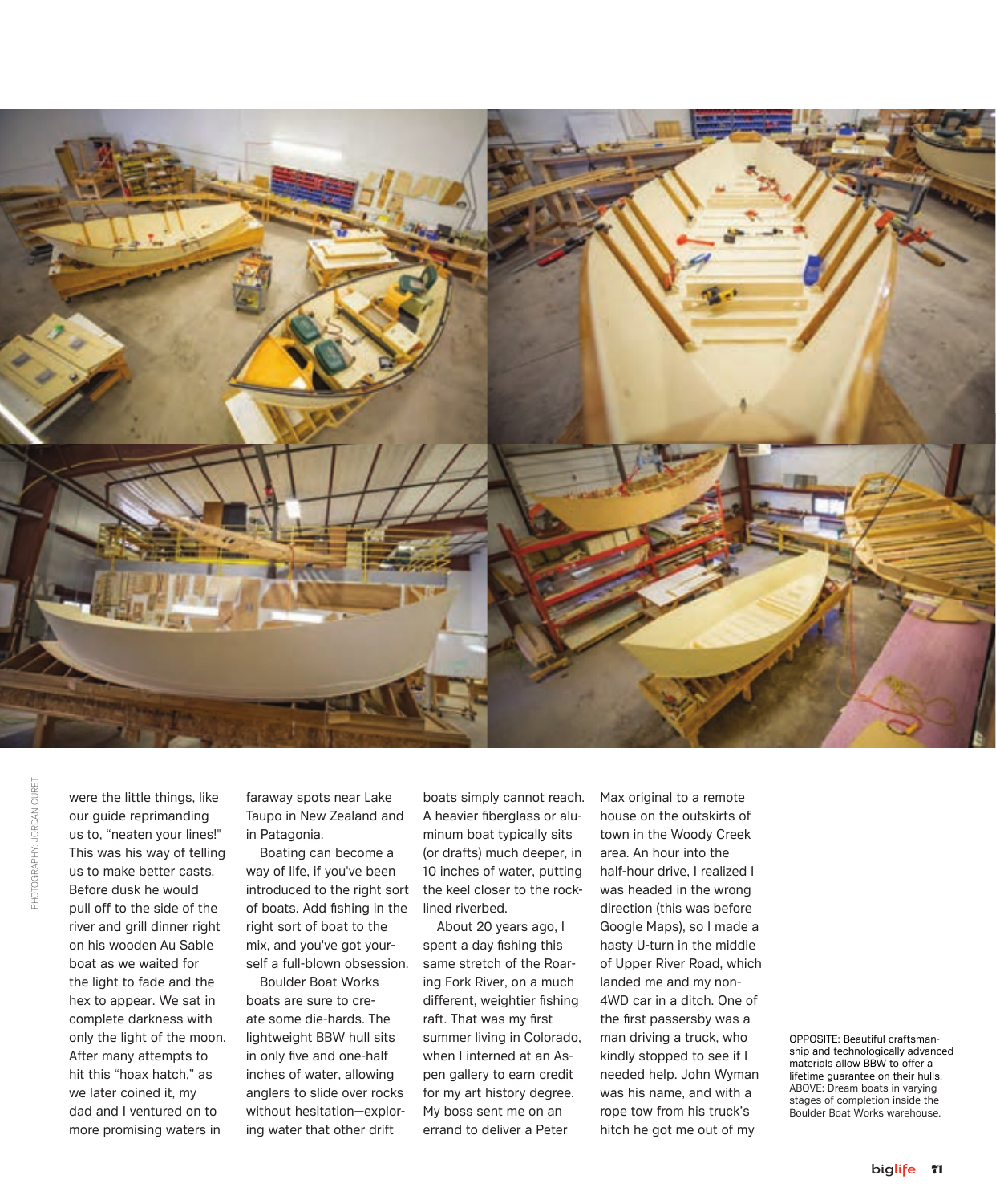were the little things, like our guide reprimanding us to, "neaten your lines!" This was his way of telling us to make better casts. Before dusk he would pull off to the side of the river and grill dinner right on his wooden Au Sable boat as we waited for the light to fade and the hex to appear. We sat in complete darkness with only the light of the moon. After many attempts to hit this "hoax hatch," as we later coined it, my dad and I ventured on to more promising waters in faraway spots near Lake Taupo in New Zealand and in Patagonia.

Boating can become a way of life, if you've been introduced to the right sort of boats. Add fishing in the right sort of boat to the mix, and you've got yourself a full-blown obsession.

Boulder Boat Works boats are sure to create some die-hards. The lightweight BBW hull sits in only five and one-half inches of water, allowing anglers to slide over rocks without hesitation—exploring water that other drift boats simply cannot reach. A heavier fiberglass or aluminum boat typically sits (or drafts) much deeper, in 10 inches of water, putting the keel closer to the rock-lined riverbed.

About 20 years ago, I spent a day fishing this same stretch of the Roaring Fork River, on a much different, weightier fishing raft. That was my first summer living in Colorado, when I interned at an Aspen gallery to earn credit for my art history degree. My boss sent me on an errand to deliver a Peter Max original to a remote house on the outskirts of town in the Woody Creek area. An hour into the half-hour drive, I realized I was headed in the wrong direction (this was before Google Maps), so I made a hasty U-turn in the middle of Upper River Road, which landed me and my non-4WD car in a ditch. One of the first passersby was a man driving a truck, who kindly stopped to see if I needed help. John Wyman was his name, and with a rope tow from his truck's hitch he got me out of my

OPPOSITE: Beautiful craftsmanship and technologically advanced materials allow BBW to offer a lifetime guarantee on their hulls. ABOVE: Dream boats in varying stages of completion inside the Boulder Boat Works warehouse.

PHOTOGRAPHY: JORDAN CURET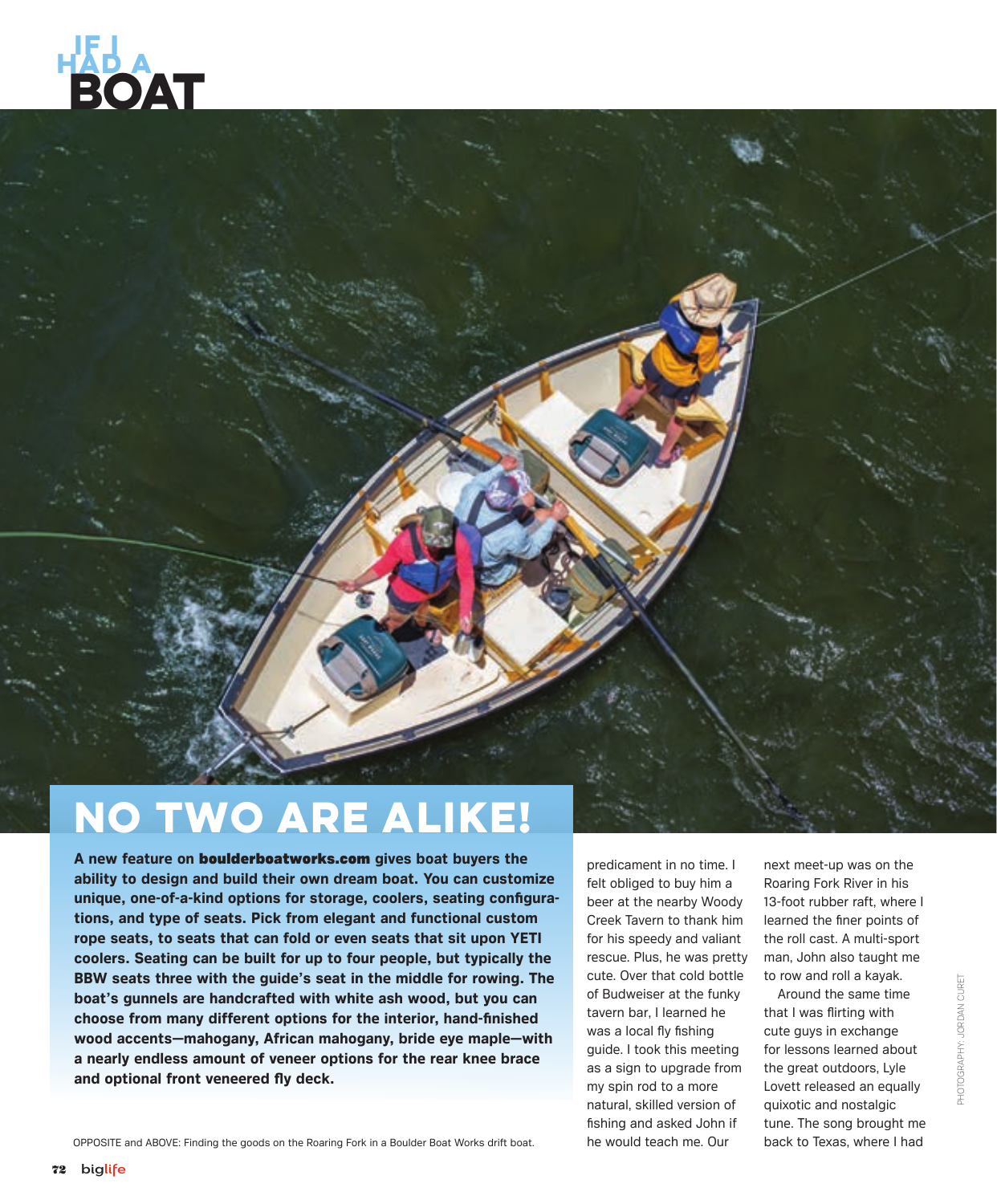# IF I HAD A BOAT

## NO TWO ARE ALIKE!

**A new feature on boulderboatworks.com gives boat buyers the ability to design and build their own dream boat. You can customize unique, one-of-a-kind options for storage, coolers, seating configurations, and type of seats. Pick from elegant and functional custom rope seats, to seats that can fold or even seats that sit upon YETI coolers. Seating can be built for up to four people, but typically the BBW seats three with the guide's seat in the middle for rowing. The boat's gunnels are handcrafted with white ash wood, but you can choose from many different options for the interior, hand-finished wood accents—mahogany, African mahogany, bride eye maple—with a nearly endless amount of veneer options for the rear knee brace and optional front veneered fly deck.**

OPPOSITE and ABOVE: Finding the goods on the Roaring Fork in a Boulder Boat Works drift boat.

predicament in no time. I felt obliged to buy him a beer at the nearby Woody Creek Tavern to thank him for his speedy and valiant rescue. Plus, he was pretty cute. Over that cold bottle of Budweiser at the funky tavern bar, I learned he was a local fly fishing guide. I took this meeting as a sign to upgrade from my spin rod to a more natural, skilled version of fishing and asked John if he would teach me. Our next meet-up was on the Roaring Fork River in his 13-foot rubber raft, where I learned the finer points of the roll cast. A multi-sport man, John also taught me to row and roll a kayak.

Around the same time that I was flirting with cute guys in exchange for lessons learned about the great outdoors, Lyle Lovett released an equally quixotic and nostalgic tune. The song brought me back to Texas, where I had

PHOTOGRAPHY: JORDAN CURET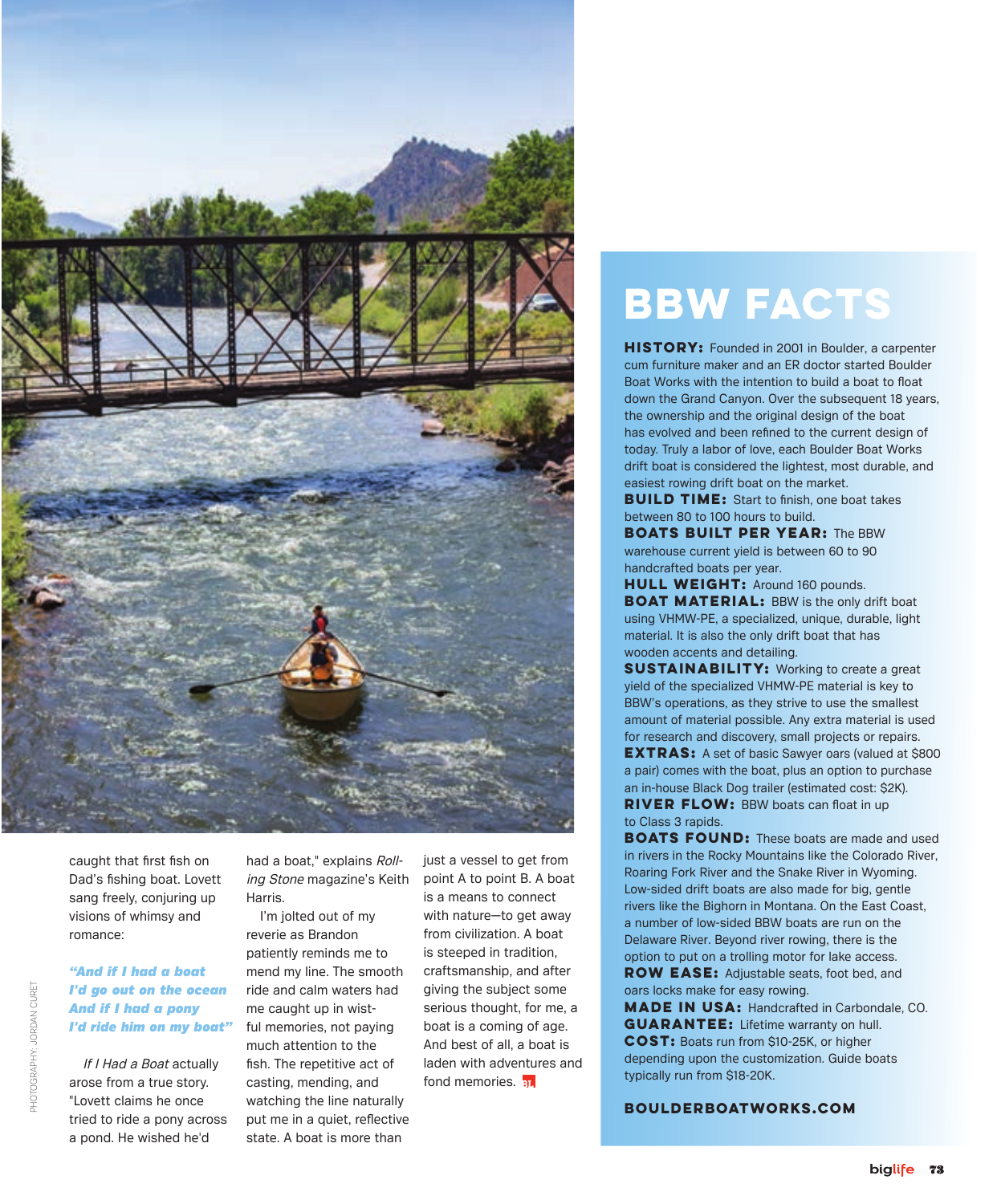caught that first fish on Dad's fishing boat. Lovett sang freely, conjuring up visions of whimsy and romance:

***"And if I had a boat I'd go out on the ocean And if I had a pony I'd ride him on my boat"***

*If I Had a Boat* actually arose from a true story. "Lovett claims he once tried to ride a pony across a pond. He wished he'd had a boat," explains *Rolling Stone* magazine's Keith Harris.

I'm jolted out of my reverie as Brandon patiently reminds me to mend my line. The smooth ride and calm waters had me caught up in wistful memories, not paying much attention to the fish. The repetitive act of casting, mending, and watching the line naturally put me in a quiet, reflective state. A boat is more than just a vessel to get from point A to point B. A boat is a means to connect with nature—to get away from civilization. A boat is steeped in tradition, craftsmanship, and after giving the subject some serious thought, for me, a boat is a coming of age. And best of all, a boat is laden with adventures and fond memories.

PHOTOGRAPHY: JORDAN CURET

# BBW FACTS

**HISTORY:** Founded in 2001 in Boulder, a carpenter cum furniture maker and an ER doctor started Boulder Boat Works with the intention to build a boat to float down the Grand Canyon. Over the subsequent 18 years, the ownership and the original design of the boat has evolved and been refined to the current design of today. Truly a labor of love, each Boulder Boat Works drift boat is considered the lightest, most durable, and easiest rowing drift boat on the market.

**BUILD TIME:** Start to finish, one boat takes between 80 to 100 hours to build.

**BOATS BUILT PER YEAR:** The BBW warehouse current yield is between 60 to 90 handcrafted boats per year.

**HULL WEIGHT:** Around 160 pounds.

**BOAT MATERIAL:** BBW is the only drift boat using VHMW-PE, a specialized, unique, durable, light material. It is also the only drift boat that has wooden accents and detailing.

**SUSTAINABILITY:** Working to create a great yield of the specialized VHMW-PE material is key to BBW's operations, as they strive to use the smallest amount of material possible. Any extra material is used for research and discovery, small projects or repairs.

**EXTRAS:** A set of basic Sawyer oars (valued at $800 a pair) comes with the boat, plus an option to purchase an in-house Black Dog trailer (estimated cost: $2K).

**RIVER FLOW:** BBW boats can float in up to Class 3 rapids.

**BOATS FOUND:** These boats are made and used in rivers in the Rocky Mountains like the Colorado River, Roaring Fork River and the Snake River in Wyoming. Low-sided drift boats are also made for big, gentle rivers like the Bighorn in Montana. On the East Coast, a number of low-sided BBW boats are run on the Delaware River. Beyond river rowing, there is the option to put on a trolling motor for lake access.

**ROW EASE:** Adjustable seats, foot bed, and oars locks make for easy rowing.

**MADE IN USA:** Handcrafted in Carbondale, CO.

**GUARANTEE:** Lifetime warranty on hull.

**COST:** Boats run from $10-25K, or higher depending upon the customization. Guide boats typically run from $18-20K.

**BOULDERBOATWORKS.COM**